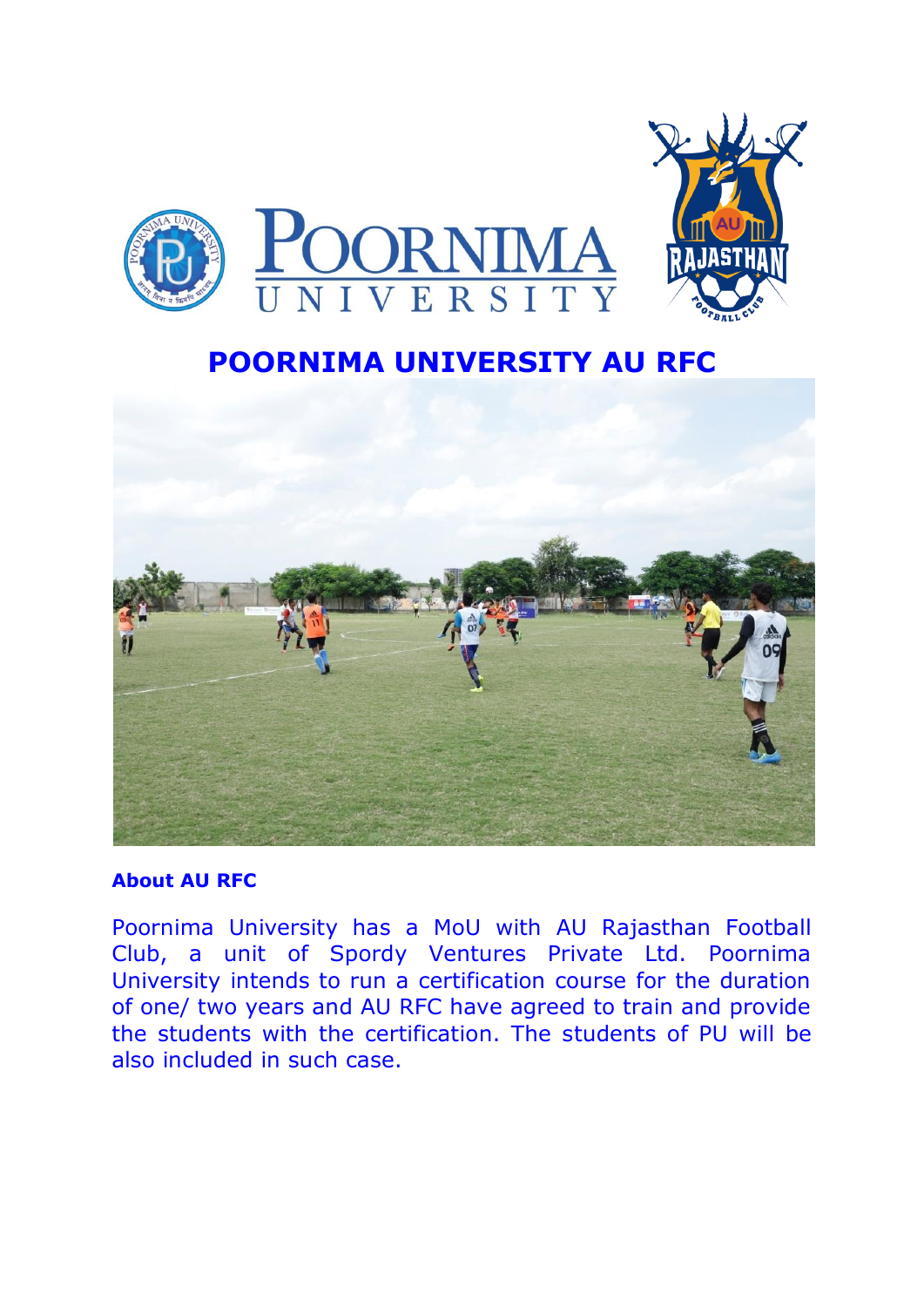# POORNIMA UNIVERSITY AU RFC

**About AU RFC**

Poornima University has a MoU with AU Rajasthan Football Club, a unit of Spordy Ventures Private Ltd. Poornima University intends to run a certification course for the duration of one/ two years and AU RFC have agreed to train and provide the students with the certification. The students of PU will be also included in such case.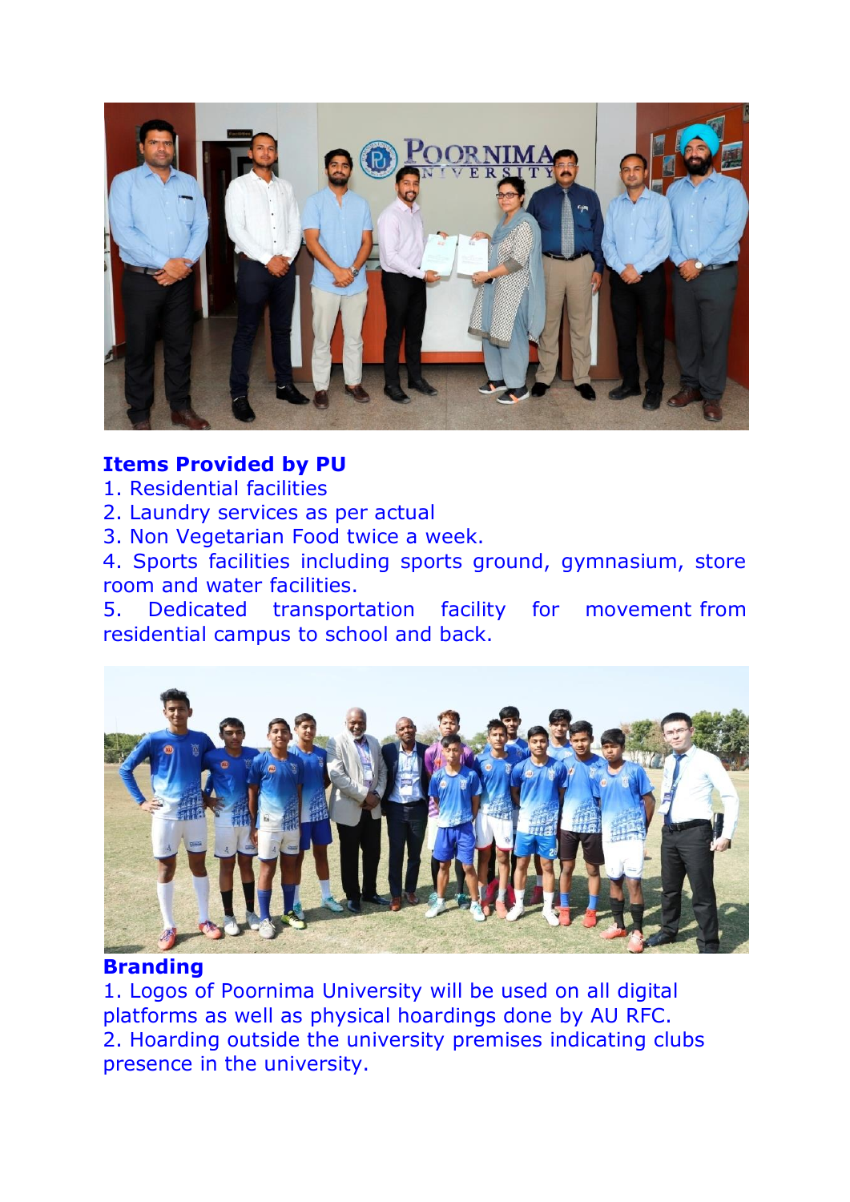**Items Provided by PU**

1. Residential facilities
2. Laundry services as per actual
3. Non Vegetarian Food twice a week.
4. Sports facilities including sports ground, gymnasium, store room and water facilities.
5. Dedicated transportation facility for movement from residential campus to school and back.

**Branding**

1. Logos of Poornima University will be used on all digital platforms as well as physical hoardings done by AU RFC.
2. Hoarding outside the university premises indicating clubs presence in the university.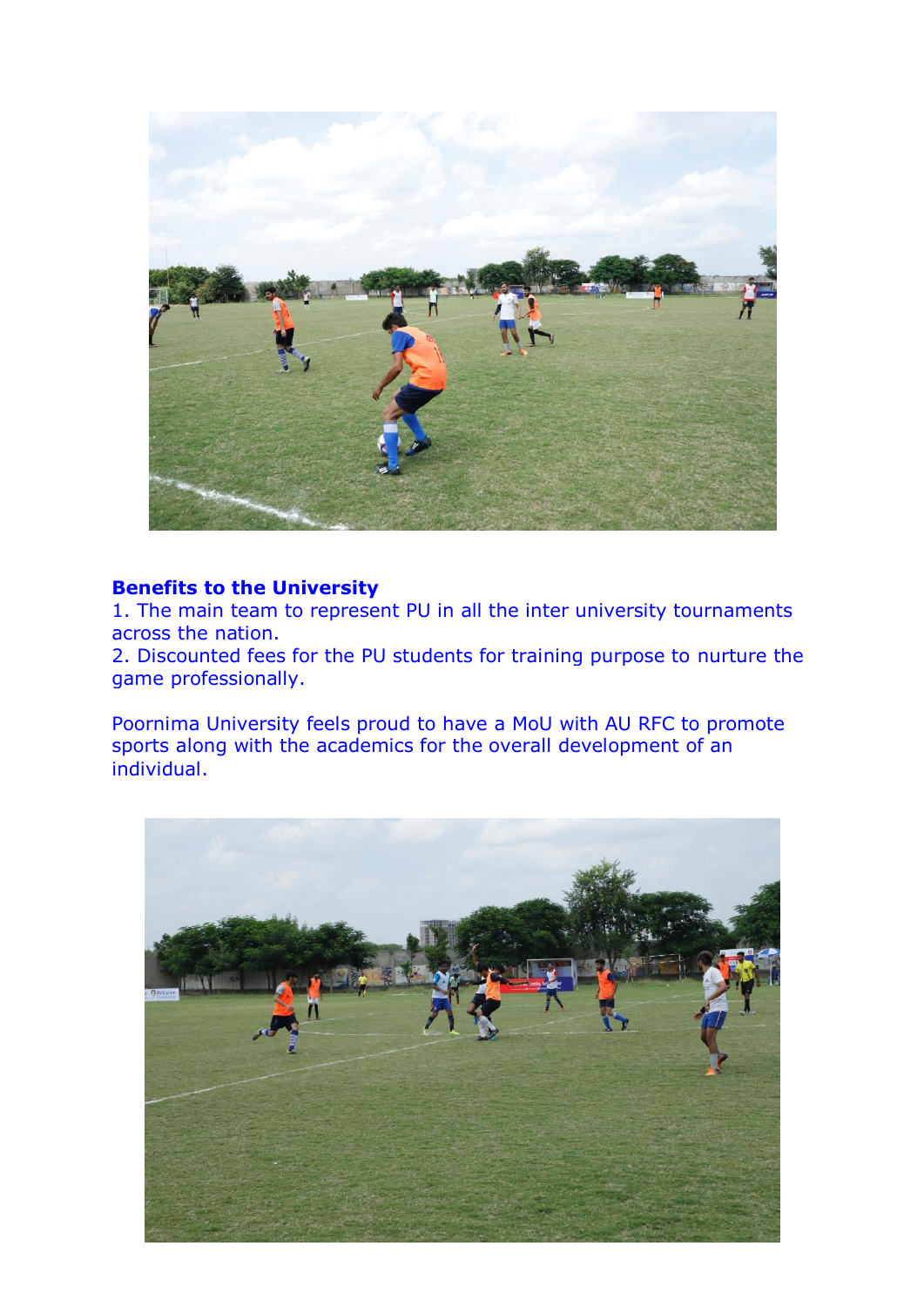**Benefits to the University**

1. The main team to represent PU in all the inter university tournaments across the nation.
2. Discounted fees for the PU students for training purpose to nurture the game professionally.

Poornima University feels proud to have a MoU with AU RFC to promote sports along with the academics for the overall development of an individual.